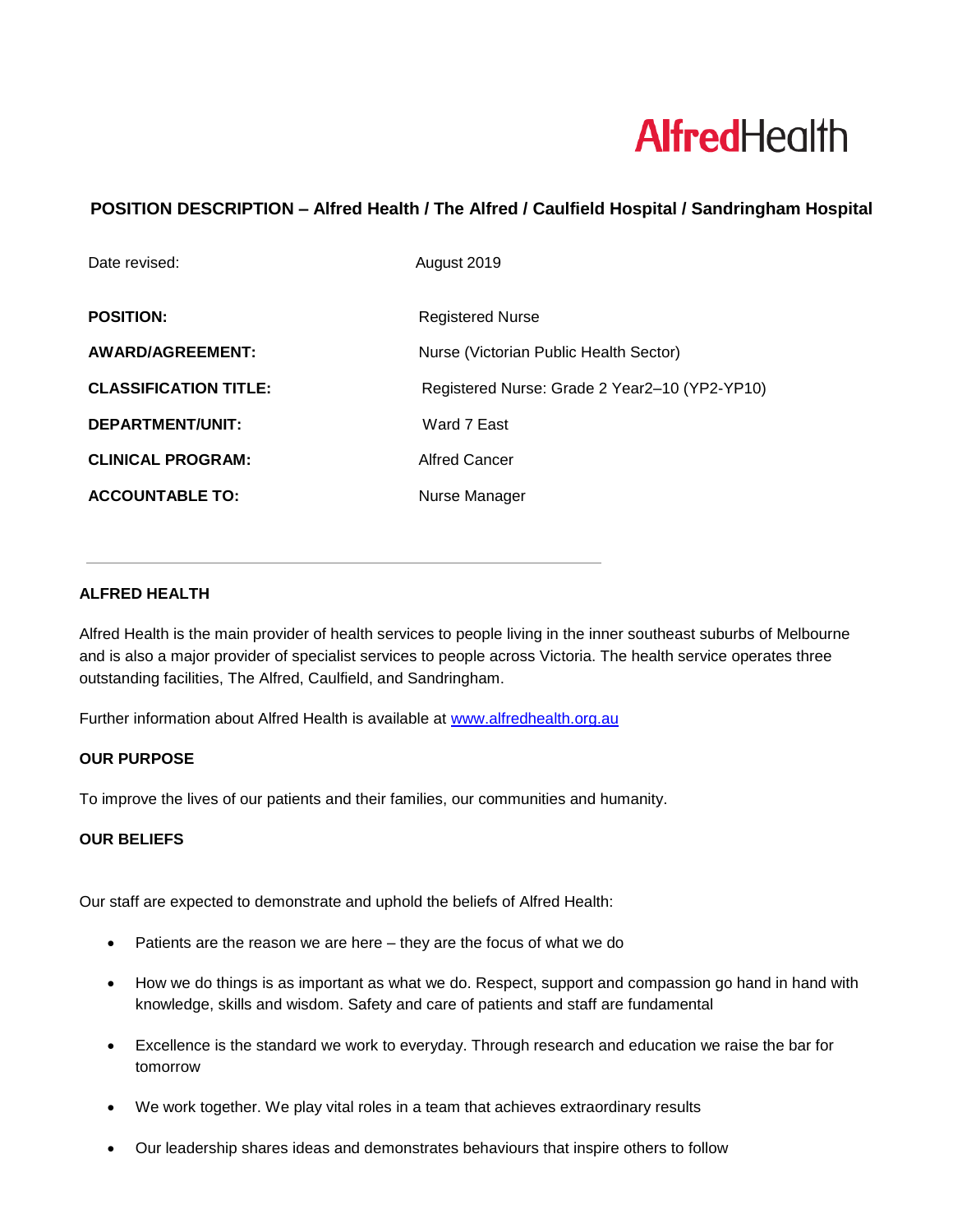**AlfredHealth**

## POSITION DESCRIPTION – Alfred Health / The Alfred / Caulfield Hospital / Sandringham Hospital

| | |
|---|---|
| Date revised: | August 2019 |
| **POSITION:** | Registered Nurse |
| **AWARD/AGREEMENT:** | Nurse (Victorian Public Health Sector) |
| **CLASSIFICATION TITLE:** | Registered Nurse: Grade 2 Year2–10 (YP2-YP10) |
| **DEPARTMENT/UNIT:** | Ward 7 East |
| **CLINICAL PROGRAM:** | Alfred Cancer |
| **ACCOUNTABLE TO:** | Nurse Manager |

---

### ALFRED HEALTH

Alfred Health is the main provider of health services to people living in the inner southeast suburbs of Melbourne and is also a major provider of specialist services to people across Victoria. The health service operates three outstanding facilities, The Alfred, Caulfield, and Sandringham.

Further information about Alfred Health is available at [www.alfredhealth.org.au](http://www.alfredhealth.org.au)

### OUR PURPOSE

To improve the lives of our patients and their families, our communities and humanity.

### OUR BELIEFS

Our staff are expected to demonstrate and uphold the beliefs of Alfred Health:

- Patients are the reason we are here – they are the focus of what we do
- How we do things is as important as what we do. Respect, support and compassion go hand in hand with knowledge, skills and wisdom. Safety and care of patients and staff are fundamental
- Excellence is the standard we work to everyday. Through research and education we raise the bar for tomorrow
- We work together. We play vital roles in a team that achieves extraordinary results
- Our leadership shares ideas and demonstrates behaviours that inspire others to follow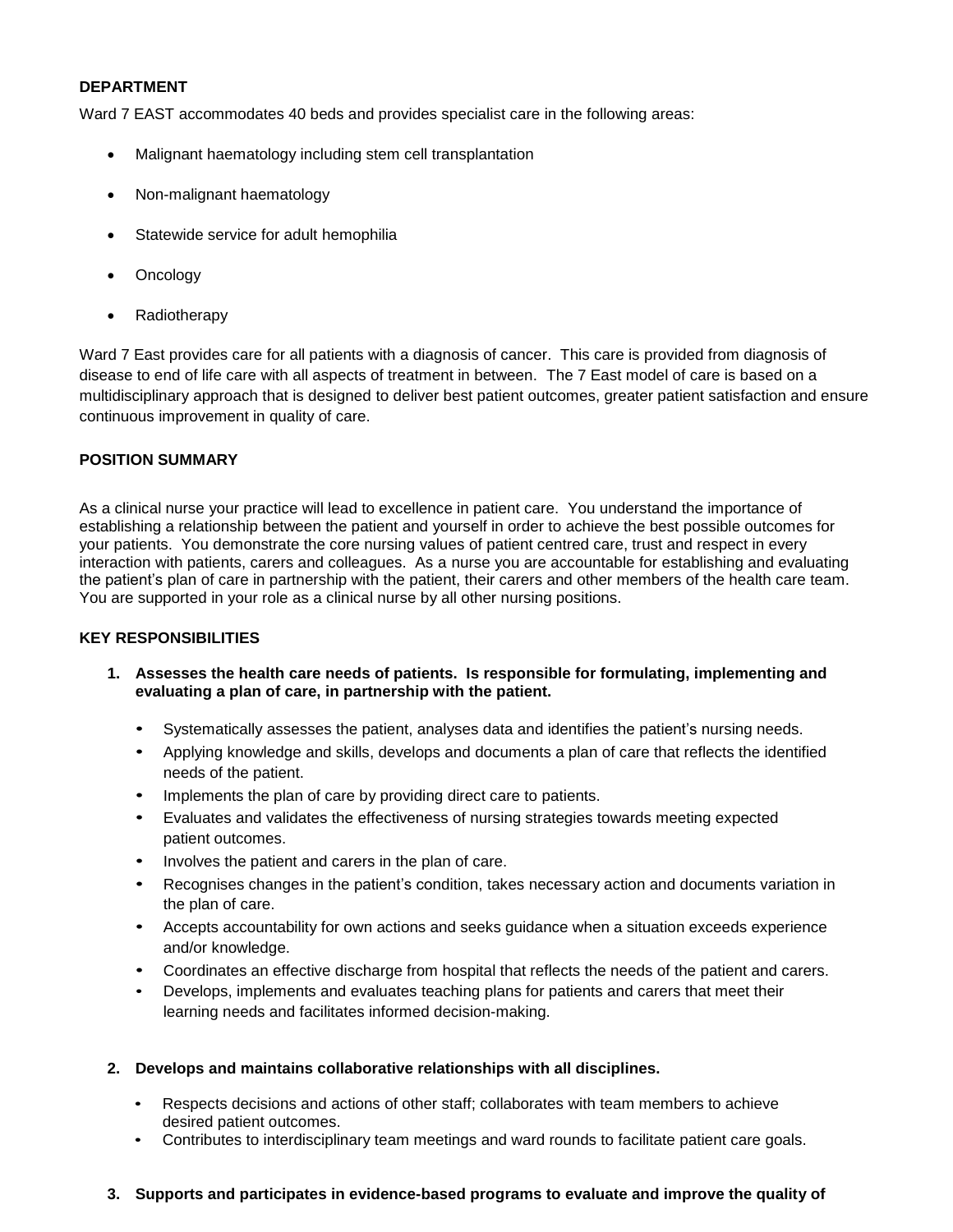**DEPARTMENT**

Ward 7 EAST accommodates 40 beds and provides specialist care in the following areas:

- Malignant haematology including stem cell transplantation
- Non-malignant haematology
- Statewide service for adult hemophilia
- Oncology
- Radiotherapy

Ward 7 East provides care for all patients with a diagnosis of cancer. This care is provided from diagnosis of disease to end of life care with all aspects of treatment in between. The 7 East model of care is based on a multidisciplinary approach that is designed to deliver best patient outcomes, greater patient satisfaction and ensure continuous improvement in quality of care.

**POSITION SUMMARY**

As a clinical nurse your practice will lead to excellence in patient care. You understand the importance of establishing a relationship between the patient and yourself in order to achieve the best possible outcomes for your patients. You demonstrate the core nursing values of patient centred care, trust and respect in every interaction with patients, carers and colleagues. As a nurse you are accountable for establishing and evaluating the patient's plan of care in partnership with the patient, their carers and other members of the health care team. You are supported in your role as a clinical nurse by all other nursing positions.

**KEY RESPONSIBILITIES**

1. **Assesses the health care needs of patients. Is responsible for formulating, implementing and evaluating a plan of care, in partnership with the patient.**

   - Systematically assesses the patient, analyses data and identifies the patient's nursing needs.
   - Applying knowledge and skills, develops and documents a plan of care that reflects the identified needs of the patient.
   - Implements the plan of care by providing direct care to patients.
   - Evaluates and validates the effectiveness of nursing strategies towards meeting expected patient outcomes.
   - Involves the patient and carers in the plan of care.
   - Recognises changes in the patient's condition, takes necessary action and documents variation in the plan of care.
   - Accepts accountability for own actions and seeks guidance when a situation exceeds experience and/or knowledge.
   - Coordinates an effective discharge from hospital that reflects the needs of the patient and carers.
   - Develops, implements and evaluates teaching plans for patients and carers that meet their learning needs and facilitates informed decision-making.

2. **Develops and maintains collaborative relationships with all disciplines.**

   - Respects decisions and actions of other staff; collaborates with team members to achieve desired patient outcomes.
   - Contributes to interdisciplinary team meetings and ward rounds to facilitate patient care goals.

3. **Supports and participates in evidence-based programs to evaluate and improve the quality of**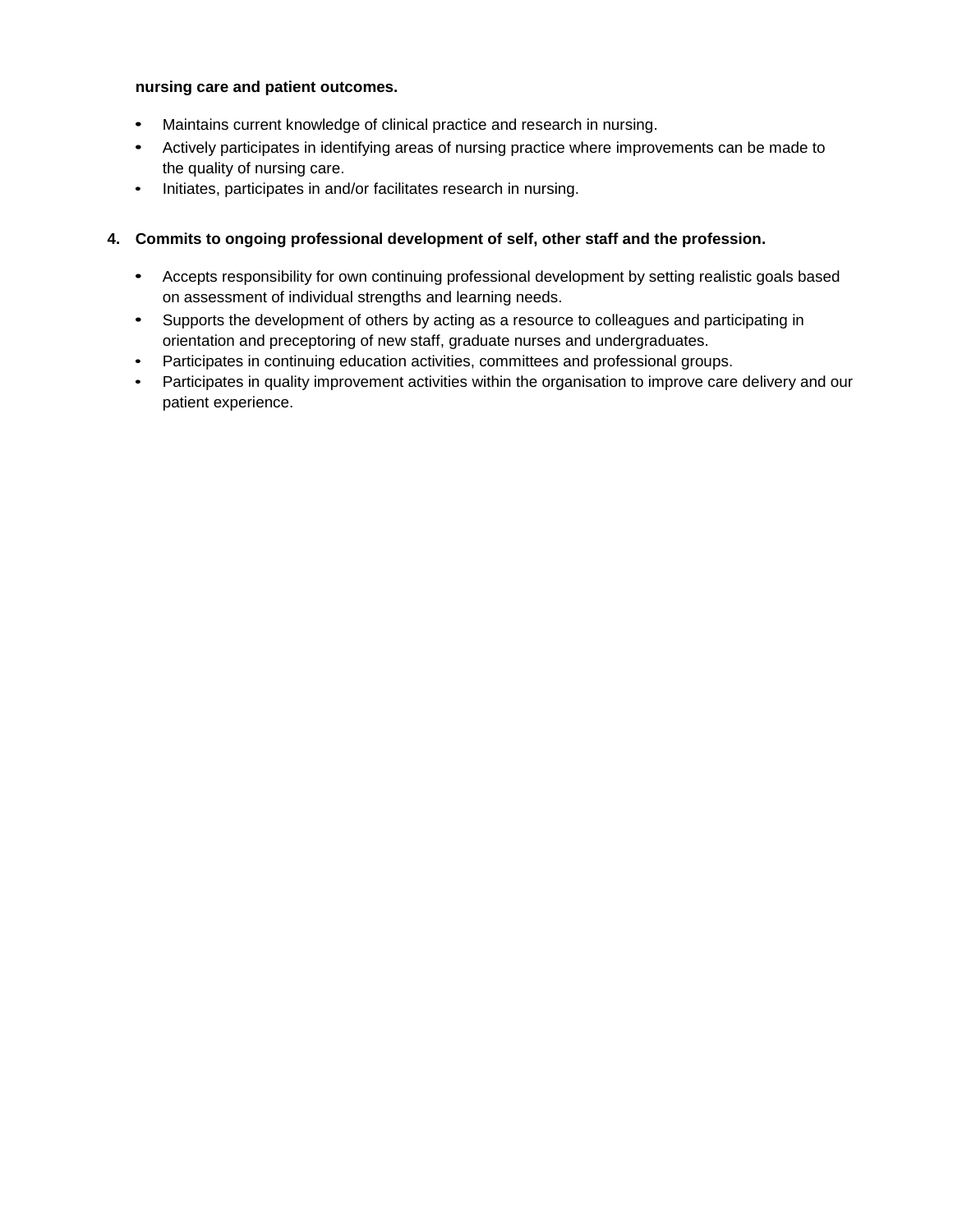**nursing care and patient outcomes.**

- Maintains current knowledge of clinical practice and research in nursing.
- Actively participates in identifying areas of nursing practice where improvements can be made to the quality of nursing care.
- Initiates, participates in and/or facilitates research in nursing.

4. **Commits to ongoing professional development of self, other staff and the profession.**

- Accepts responsibility for own continuing professional development by setting realistic goals based on assessment of individual strengths and learning needs.
- Supports the development of others by acting as a resource to colleagues and participating in orientation and preceptoring of new staff, graduate nurses and undergraduates.
- Participates in continuing education activities, committees and professional groups.
- Participates in quality improvement activities within the organisation to improve care delivery and our patient experience.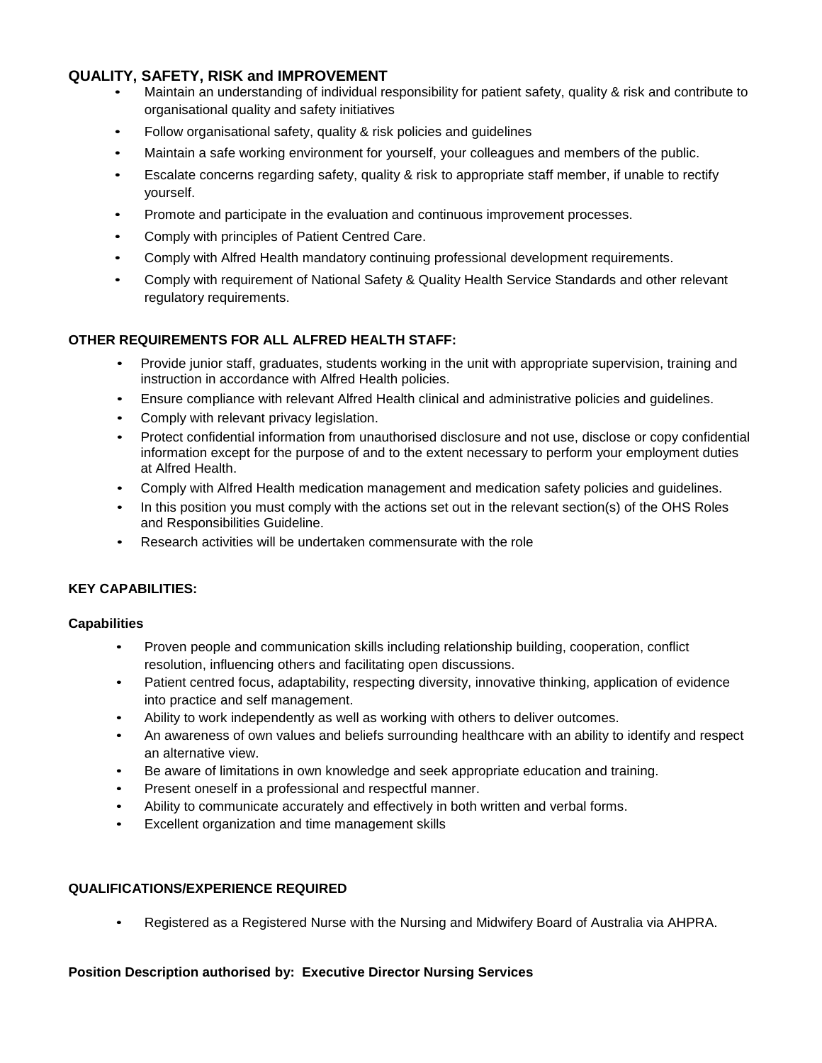## QUALITY, SAFETY, RISK and IMPROVEMENT

- Maintain an understanding of individual responsibility for patient safety, quality & risk and contribute to organisational quality and safety initiatives
- Follow organisational safety, quality & risk policies and guidelines
- Maintain a safe working environment for yourself, your colleagues and members of the public.
- Escalate concerns regarding safety, quality & risk to appropriate staff member, if unable to rectify yourself.
- Promote and participate in the evaluation and continuous improvement processes.
- Comply with principles of Patient Centred Care.
- Comply with Alfred Health mandatory continuing professional development requirements.
- Comply with requirement of National Safety & Quality Health Service Standards and other relevant regulatory requirements.

**OTHER REQUIREMENTS FOR ALL ALFRED HEALTH STAFF:**

- Provide junior staff, graduates, students working in the unit with appropriate supervision, training and instruction in accordance with Alfred Health policies.
- Ensure compliance with relevant Alfred Health clinical and administrative policies and guidelines.
- Comply with relevant privacy legislation.
- Protect confidential information from unauthorised disclosure and not use, disclose or copy confidential information except for the purpose of and to the extent necessary to perform your employment duties at Alfred Health.
- Comply with Alfred Health medication management and medication safety policies and guidelines.
- In this position you must comply with the actions set out in the relevant section(s) of the OHS Roles and Responsibilities Guideline.
- Research activities will be undertaken commensurate with the role

**KEY CAPABILITIES:**

**Capabilities**

- Proven people and communication skills including relationship building, cooperation, conflict resolution, influencing others and facilitating open discussions.
- Patient centred focus, adaptability, respecting diversity, innovative thinking, application of evidence into practice and self management.
- Ability to work independently as well as working with others to deliver outcomes.
- An awareness of own values and beliefs surrounding healthcare with an ability to identify and respect an alternative view.
- Be aware of limitations in own knowledge and seek appropriate education and training.
- Present oneself in a professional and respectful manner.
- Ability to communicate accurately and effectively in both written and verbal forms.
- Excellent organization and time management skills

**QUALIFICATIONS/EXPERIENCE REQUIRED**

- Registered as a Registered Nurse with the Nursing and Midwifery Board of Australia via AHPRA.

**Position Description authorised by: Executive Director Nursing Services**